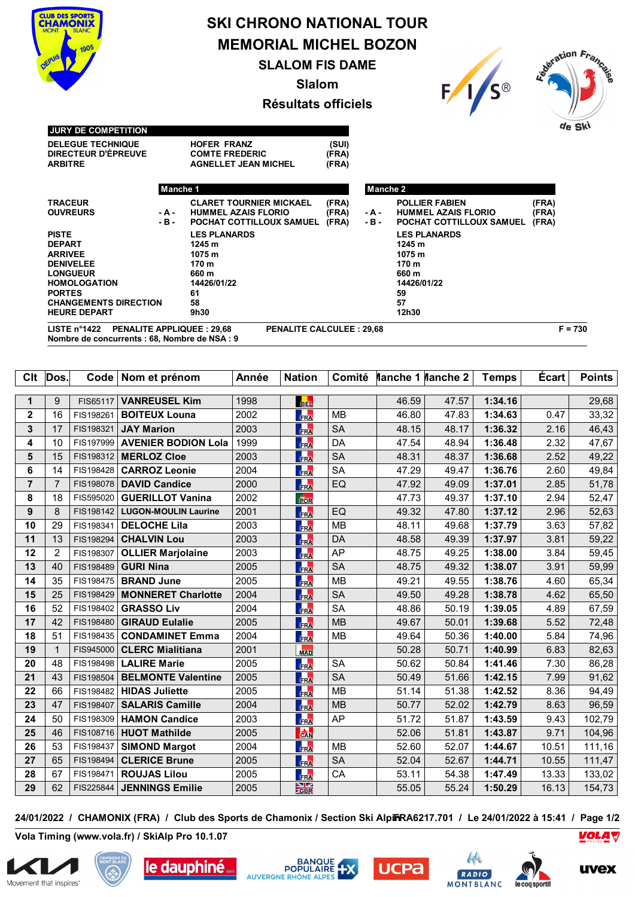# SKI CHRONO NATIONAL TOUR
# MEMORIAL MICHEL BOZON
## SLALOM FIS DAME
### Slalom
### Résultats officiels

**JURY DE COMPETITION**

| | | |
|---|---|---|
| DELEGUE TECHNIQUE | HOFER FRANZ | (SUI) |
| DIRECTEUR D'ÉPREUVE | COMTE FREDERIC | (FRA) |
| ARBITRE | AGNELLET JEAN MICHEL | (FRA) |

| | | Manche 1 | | | Manche 2 | |
|---|---|---|---|---|---|---|
| TRACEUR | | CLARET TOURNIER MICKAEL | (FRA) | | POLLIER FABIEN | (FRA) |
| OUVREURS | - A - | HUMMEL AZAIS FLORIO | (FRA) | - A - | HUMMEL AZAIS FLORIO | (FRA) |
| | - B - | POCHAT COTTILLOUX SAMUEL | (FRA) | - B - | POCHAT COTTILLOUX SAMUEL | (FRA) |
| PISTE | | LES PLANARDS | | | LES PLANARDS | |
| DEPART | | 1245 m | | | 1245 m | |
| ARRIVEE | | 1075 m | | | 1075 m | |
| DENIVELEE | | 170 m | | | 170 m | |
| LONGUEUR | | 660 m | | | 660 m | |
| HOMOLOGATION | | 14426/01/22 | | | 14426/01/22 | |
| PORTES | | 61 | | | 59 | |
| CHANGEMENTS DIRECTION | | 58 | | | 57 | |
| HEURE DEPART | | 9h30 | | | 12h30 | |

LISTE n°1422 PENALITE APPLIQUEE : 29,68 PENALITE CALCULEE : 29,68 F = 730

Nombre de concurrents : 68, Nombre de NSA : 9

| Clt | Dos. | Code | Nom et prénom | Année | Nation | Comité | Manche 1 | Manche 2 | Temps | Écart | Points |
|---|---|---|---|---|---|---|---|---|---|---|---|
| 1 | 9 | FIS65117 | VANREUSEL Kim | 1998 | BEL | | 46.59 | 47.57 | 1:34.16 | | 29,68 |
| 2 | 16 | FIS198261 | BOITEUX Louna | 2002 | FRA | MB | 46.80 | 47.83 | 1:34.63 | 0.47 | 33,32 |
| 3 | 17 | FIS198321 | JAY Marion | 2003 | FRA | SA | 48.15 | 48.17 | 1:36.32 | 2.16 | 46,43 |
| 4 | 10 | FIS197999 | AVENIER BODION Lola | 1999 | FRA | DA | 47.54 | 48.94 | 1:36.48 | 2.32 | 47,67 |
| 5 | 15 | FIS198312 | MERLOZ Cloe | 2003 | FRA | SA | 48.31 | 48.37 | 1:36.68 | 2.52 | 49,22 |
| 6 | 14 | FIS198428 | CARROZ Leonie | 2004 | FRA | SA | 47.29 | 49.47 | 1:36.76 | 2.60 | 49,84 |
| 7 | 7 | FIS198078 | DAVID Candice | 2000 | FRA | EQ | 47.92 | 49.09 | 1:37.01 | 2.85 | 51,78 |
| 8 | 18 | FIS595020 | GUERILLOT Vanina | 2002 | POR | | 47.73 | 49.37 | 1:37.10 | 2.94 | 52,47 |
| 9 | 8 | FIS198142 | LUGON-MOULIN Laurine | 2001 | FRA | EQ | 49.32 | 47.80 | 1:37.12 | 2.96 | 52,63 |
| 10 | 29 | FIS198341 | DELOCHE Lila | 2003 | FRA | MB | 48.11 | 49.68 | 1:37.79 | 3.63 | 57,82 |
| 11 | 13 | FIS198294 | CHALVIN Lou | 2003 | FRA | DA | 48.58 | 49.39 | 1:37.97 | 3.81 | 59,22 |
| 12 | 2 | FIS198307 | OLLIER Marjolaine | 2003 | FRA | AP | 48.75 | 49.25 | 1:38.00 | 3.84 | 59,45 |
| 13 | 40 | FIS198489 | GURI Nina | 2005 | FRA | SA | 48.75 | 49.32 | 1:38.07 | 3.91 | 59,99 |
| 14 | 35 | FIS198475 | BRAND June | 2005 | FRA | MB | 49.21 | 49.55 | 1:38.76 | 4.60 | 65,34 |
| 15 | 25 | FIS198429 | MONNERET Charlotte | 2004 | FRA | SA | 49.50 | 49.28 | 1:38.78 | 4.62 | 65,50 |
| 16 | 52 | FIS198402 | GRASSO Liv | 2004 | FRA | SA | 48.86 | 50.19 | 1:39.05 | 4.89 | 67,59 |
| 17 | 42 | FIS198480 | GIRAUD Eulalie | 2005 | FRA | MB | 49.67 | 50.01 | 1:39.68 | 5.52 | 72,48 |
| 18 | 51 | FIS198435 | CONDAMINET Emma | 2004 | FRA | MB | 49.64 | 50.36 | 1:40.00 | 5.84 | 74,96 |
| 19 | 1 | FIS945000 | CLERC Mialitiana | 2001 | MAD | | 50.28 | 50.71 | 1:40.99 | 6.83 | 82,63 |
| 20 | 48 | FIS198498 | LALIRE Marie | 2005 | FRA | SA | 50.62 | 50.84 | 1:41.46 | 7.30 | 86,28 |
| 21 | 43 | FIS198504 | BELMONTE Valentine | 2005 | FRA | SA | 50.49 | 51.66 | 1:42.15 | 7.99 | 91,62 |
| 22 | 66 | FIS198482 | HIDAS Juliette | 2005 | FRA | MB | 51.14 | 51.38 | 1:42.52 | 8.36 | 94,49 |
| 23 | 47 | FIS198407 | SALARIS Camille | 2004 | FRA | MB | 50.77 | 52.02 | 1:42.79 | 8.63 | 96,59 |
| 24 | 50 | FIS198309 | HAMON Candice | 2003 | FRA | AP | 51.72 | 51.87 | 1:43.59 | 9.43 | 102,79 |
| 25 | 46 | FIS108716 | HUOT Mathilde | 2005 | CAN | | 52.06 | 51.81 | 1:43.87 | 9.71 | 104,96 |
| 26 | 53 | FIS198437 | SIMOND Margot | 2004 | FRA | MB | 52.60 | 52.07 | 1:44.67 | 10.51 | 111,16 |
| 27 | 65 | FIS198494 | CLERICE Brune | 2005 | FRA | SA | 52.04 | 52.67 | 1:44.71 | 10.55 | 111,47 |
| 28 | 67 | FIS198471 | ROUJAS Lilou | 2005 | FRA | CA | 53.11 | 54.38 | 1:47.49 | 13.33 | 133,02 |
| 29 | 62 | FIS225844 | JENNINGS Emilie | 2005 | GBR | | 55.05 | 55.24 | 1:50.29 | 16.13 | 154,73 |

24/01/2022 / CHAMONIX (FRA) / Club des Sports de Chamonix / Section Ski Alpin FRA6217.701 / Le 24/01/2022 à 15:41

Vola Timing (www.vola.fr) / SkiAlp Pro 10.1.07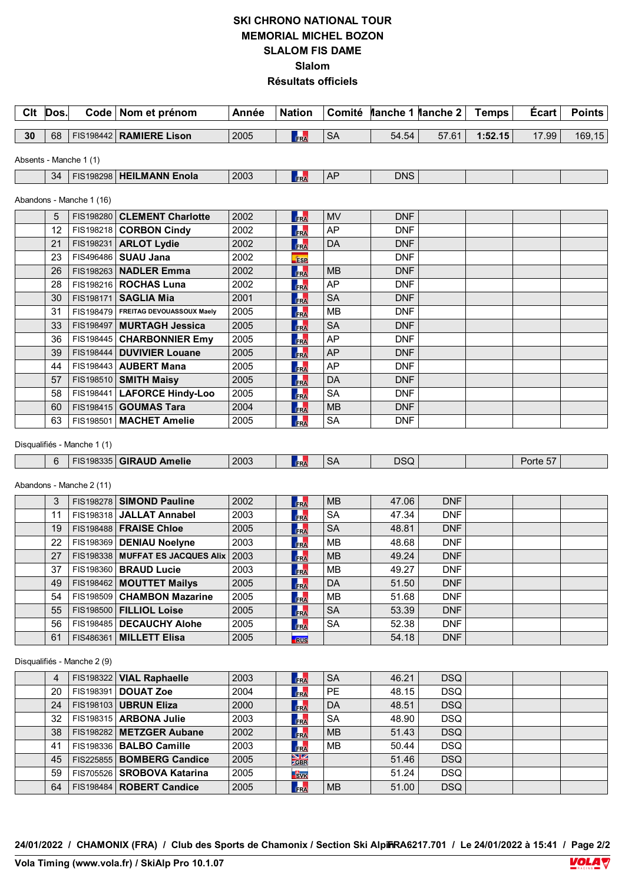# SKI CHRONO NATIONAL TOUR
# MEMORIAL MICHEL BOZON
# SLALOM FIS DAME
## Slalom
## Résultats officiels

| Clt | Dos. | Code | Nom et prénom | Année | Nation | Comité | Manche 1 | Manche 2 | Temps | Écart | Points |
|---|---|---|---|---|---|---|---|---|---|---|---|
| **30** | 68 | FIS198442 | **RAMIERE Lison** | 2005 | FRA | SA | 54.54 | 57.61 | **1:52.15** | 17.99 | 169,15 |

Absents - Manche 1 (1)

| Clt | Dos. | Code | Nom et prénom | Année | Nation | Comité | Manche 1 | Manche 2 | Temps | Écart | Points |
|---|---|---|---|---|---|---|---|---|---|---|---|
| | 34 | FIS198298 | **HEILMANN Enola** | 2003 | FRA | AP | DNS | | | | |

Abandons - Manche 1 (16)

| Clt | Dos. | Code | Nom et prénom | Année | Nation | Comité | Manche 1 | Manche 2 | Temps | Écart | Points |
|---|---|---|---|---|---|---|---|---|---|---|---|
| | 5 | FIS198280 | **CLEMENT Charlotte** | 2002 | FRA | MV | DNF | | | | |
| | 12 | FIS198218 | **CORBON Cindy** | 2002 | FRA | AP | DNF | | | | |
| | 21 | FIS198231 | **ARLOT Lydie** | 2002 | FRA | DA | DNF | | | | |
| | 23 | FIS496486 | **SUAU Jana** | 2002 | ESP | | DNF | | | | |
| | 26 | FIS198263 | **NADLER Emma** | 2002 | FRA | MB | DNF | | | | |
| | 28 | FIS198216 | **ROCHAS Luna** | 2002 | FRA | AP | DNF | | | | |
| | 30 | FIS198171 | **SAGLIA Mia** | 2001 | FRA | SA | DNF | | | | |
| | 31 | FIS198479 | **FREITAG DEVOUASSOUX Maely** | 2005 | FRA | MB | DNF | | | | |
| | 33 | FIS198497 | **MURTAGH Jessica** | 2005 | FRA | SA | DNF | | | | |
| | 36 | FIS198445 | **CHARBONNIER Emy** | 2005 | FRA | AP | DNF | | | | |
| | 39 | FIS198444 | **DUVIVIER Louane** | 2005 | FRA | AP | DNF | | | | |
| | 44 | FIS198443 | **AUBERT Mana** | 2005 | FRA | AP | DNF | | | | |
| | 57 | FIS198510 | **SMITH Maisy** | 2005 | FRA | DA | DNF | | | | |
| | 58 | FIS198441 | **LAFORCE Hindy-Loo** | 2005 | FRA | SA | DNF | | | | |
| | 60 | FIS198415 | **GOUMAS Tara** | 2004 | FRA | MB | DNF | | | | |
| | 63 | FIS198501 | **MACHET Amelie** | 2005 | FRA | SA | DNF | | | | |

Disqualifiés - Manche 1 (1)

| Clt | Dos. | Code | Nom et prénom | Année | Nation | Comité | Manche 1 | Manche 2 | Temps | Écart | Points |
|---|---|---|---|---|---|---|---|---|---|---|---|
| | 6 | FIS198335 | **GIRAUD Amelie** | 2003 | FRA | SA | DSQ | | | Porte 57 | |

Abandons - Manche 2 (11)

| Clt | Dos. | Code | Nom et prénom | Année | Nation | Comité | Manche 1 | Manche 2 | Temps | Écart | Points |
|---|---|---|---|---|---|---|---|---|---|---|---|
| | 3 | FIS198278 | **SIMOND Pauline** | 2002 | FRA | MB | 47.06 | DNF | | | |
| | 11 | FIS198318 | **JALLAT Annabel** | 2003 | FRA | SA | 47.34 | DNF | | | |
| | 19 | FIS198488 | **FRAISE Chloe** | 2005 | FRA | SA | 48.81 | DNF | | | |
| | 22 | FIS198369 | **DENIAU Noelyne** | 2003 | FRA | MB | 48.68 | DNF | | | |
| | 27 | FIS198338 | **MUFFAT ES JACQUES Alix** | 2003 | FRA | MB | 49.24 | DNF | | | |
| | 37 | FIS198360 | **BRAUD Lucie** | 2003 | FRA | MB | 49.27 | DNF | | | |
| | 49 | FIS198462 | **MOUTTET Mailys** | 2005 | FRA | DA | 51.50 | DNF | | | |
| | 54 | FIS198509 | **CHAMBON Mazarine** | 2005 | FRA | MB | 51.68 | DNF | | | |
| | 55 | FIS198500 | **FILLIOL Loise** | 2005 | FRA | SA | 53.39 | DNF | | | |
| | 56 | FIS198485 | **DECAUCHY Alohe** | 2005 | FRA | SA | 52.38 | DNF | | | |
| | 61 | FIS486361 | **MILLETT Elisa** | 2005 | RUS | | 54.18 | DNF | | | |

Disqualifiés - Manche 2 (9)

| Clt | Dos. | Code | Nom et prénom | Année | Nation | Comité | Manche 1 | Manche 2 | Temps | Écart | Points |
|---|---|---|---|---|---|---|---|---|---|---|---|
| | 4 | FIS198322 | **VIAL Raphaelle** | 2003 | FRA | SA | 46.21 | DSQ | | | |
| | 20 | FIS198391 | **DOUAT Zoe** | 2004 | FRA | PE | 48.15 | DSQ | | | |
| | 24 | FIS198103 | **UBRUN Eliza** | 2000 | FRA | DA | 48.51 | DSQ | | | |
| | 32 | FIS198315 | **ARBONA Julie** | 2003 | FRA | SA | 48.90 | DSQ | | | |
| | 38 | FIS198282 | **METZGER Aubane** | 2002 | FRA | MB | 51.43 | DSQ | | | |
| | 41 | FIS198336 | **BALBO Camille** | 2003 | FRA | MB | 50.44 | DSQ | | | |
| | 45 | FIS225855 | **BOMBERG Candice** | 2005 | GBR | | 51.46 | DSQ | | | |
| | 59 | FIS705526 | **SROBOVA Katarina** | 2005 | SVK | | 51.24 | DSQ | | | |
| | 64 | FIS198484 | **ROBERT Candice** | 2005 | FRA | MB | 51.00 | DSQ | | | |

24/01/2022 / CHAMONIX (FRA) / Club des Sports de Chamonix / Section Ski Alpin FRA6217.701 / Le 24/01/2022 à 15:41

Vola Timing (www.vola.fr) / SkiAlp Pro 10.1.07